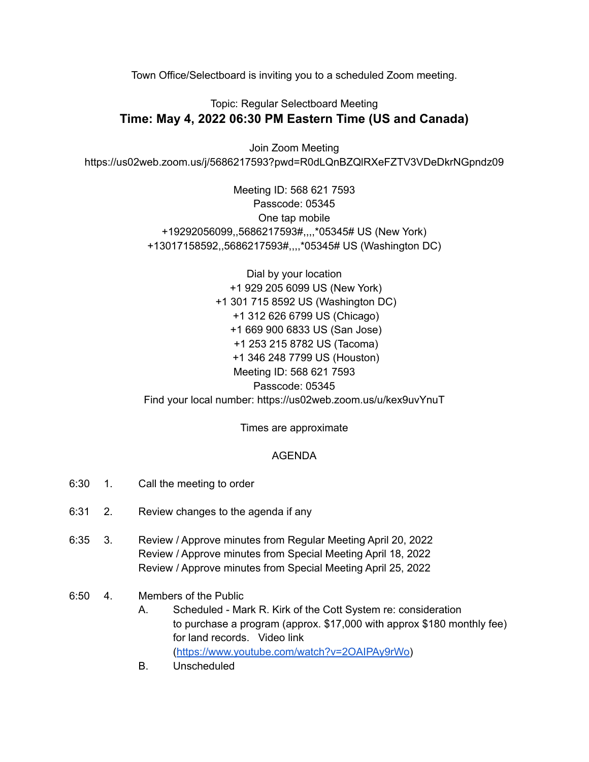Town Office/Selectboard is inviting you to a scheduled Zoom meeting.

Topic: Regular Selectboard Meeting

**Time: May 4, 2022 06:30 PM Eastern Time (US and Canada)**

Join Zoom Meeting
https://us02web.zoom.us/j/5686217593?pwd=R0dLQnBZQlRXeFZTV3VDeDkrNGpndz09

Meeting ID: 568 621 7593
Passcode: 05345
One tap mobile
+19292056099,,5686217593#,,,,*05345# US (New York)
+13017158592,,5686217593#,,,,*05345# US (Washington DC)

Dial by your location
+1 929 205 6099 US (New York)
+1 301 715 8592 US (Washington DC)
+1 312 626 6799 US (Chicago)
+1 669 900 6833 US (San Jose)
+1 253 215 8782 US (Tacoma)
+1 346 248 7799 US (Houston)
Meeting ID: 568 621 7593
Passcode: 05345
Find your local number: https://us02web.zoom.us/u/kex9uvYnuT

Times are approximate

AGENDA

6:30 1. Call the meeting to order

6:31 2. Review changes to the agenda if any

6:35 3. Review / Approve minutes from Regular Meeting April 20, 2022
Review / Approve minutes from Special Meeting April 18, 2022
Review / Approve minutes from Special Meeting April 25, 2022

6:50 4. Members of the Public
- A. Scheduled - Mark R. Kirk of the Cott System re: consideration to purchase a program (approx. $17,000 with approx $180 monthly fee) for land records. Video link (https://www.youtube.com/watch?v=2OAIPAy9rWo)
- B. Unscheduled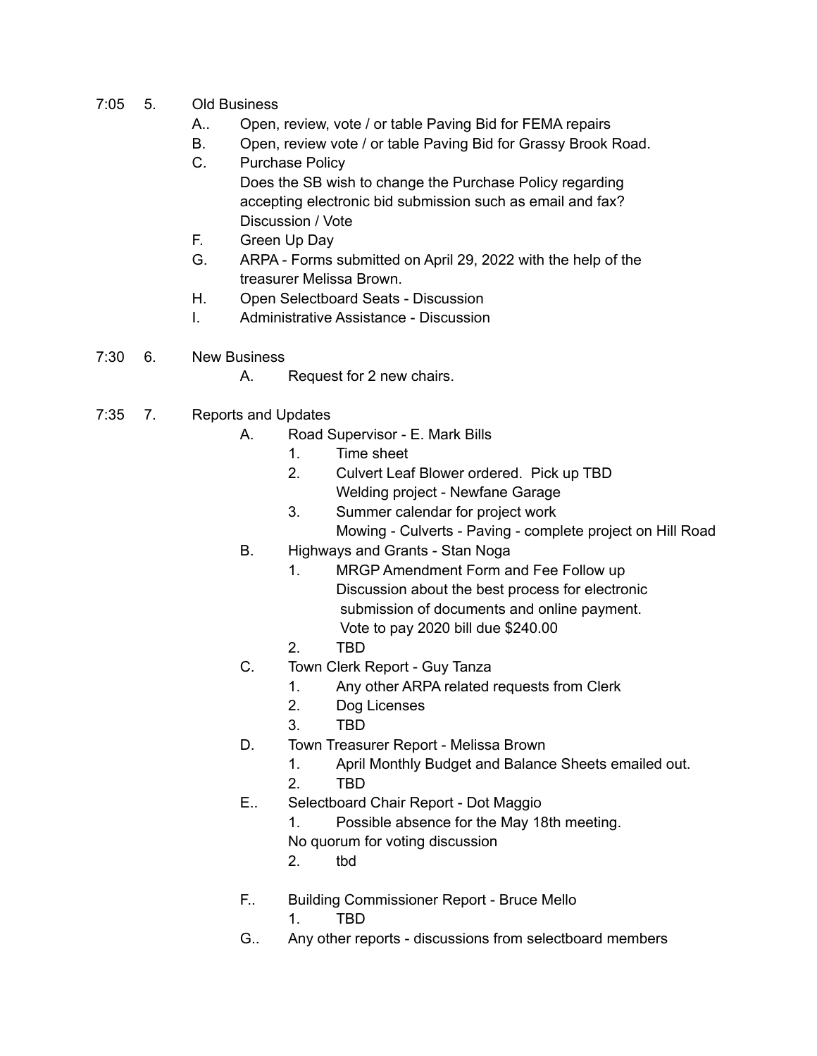7:05 5. Old Business

- A.. Open, review, vote / or table Paving Bid for FEMA repairs
- B. Open, review vote / or table Paving Bid for Grassy Brook Road.
- C. Purchase Policy
  Does the SB wish to change the Purchase Policy regarding accepting electronic bid submission such as email and fax? Discussion / Vote
- F. Green Up Day
- G. ARPA - Forms submitted on April 29, 2022 with the help of the treasurer Melissa Brown.
- H. Open Selectboard Seats - Discussion
- I. Administrative Assistance - Discussion

7:30 6. New Business

- A. Request for 2 new chairs.

7:35 7. Reports and Updates

- A. Road Supervisor - E. Mark Bills
  1. Time sheet
  2. Culvert Leaf Blower ordered. Pick up TBD
     Welding project - Newfane Garage
  3. Summer calendar for project work
     Mowing - Culverts - Paving - complete project on Hill Road
- B. Highways and Grants - Stan Noga
  1. MRGP Amendment Form and Fee Follow up
     Discussion about the best process for electronic submission of documents and online payment.
     Vote to pay 2020 bill due $240.00
  2. TBD
- C. Town Clerk Report - Guy Tanza
  1. Any other ARPA related requests from Clerk
  2. Dog Licenses
  3. TBD
- D. Town Treasurer Report - Melissa Brown
  1. April Monthly Budget and Balance Sheets emailed out.
  2. TBD
- E.. Selectboard Chair Report - Dot Maggio
  1. Possible absence for the May 18th meeting.
     No quorum for voting discussion
  2. tbd
- F.. Building Commissioner Report - Bruce Mello
  1. TBD
- G.. Any other reports - discussions from selectboard members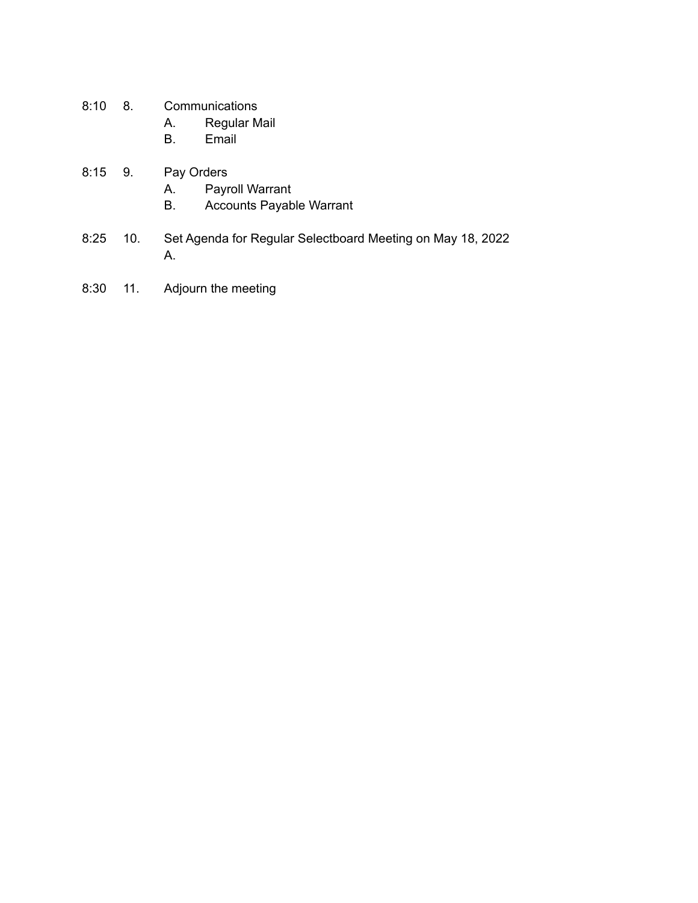8:10 8. Communications
- A. Regular Mail
- B. Email

8:15 9. Pay Orders
- A. Payroll Warrant
- B. Accounts Payable Warrant

8:25 10. Set Agenda for Regular Selectboard Meeting on May 18, 2022
- A.

8:30 11. Adjourn the meeting